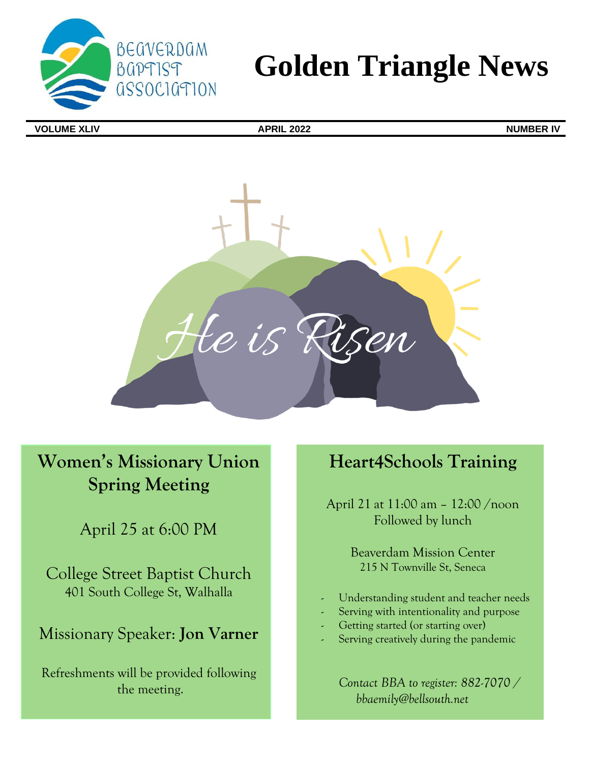BEAVERDAM BAPTIST ASSOCIATION

# Golden Triangle News

**VOLUME XLIV** **APRIL 2022** **NUMBER IV**

He is Risen

## Women's Missionary Union Spring Meeting

April 25 at 6:00 PM

College Street Baptist Church
401 South College St, Walhalla

Missionary Speaker: **Jon Varner**

Refreshments will be provided following the meeting.

## Heart4Schools Training

April 21 at 11:00 am – 12:00 /noon
Followed by lunch

Beaverdam Mission Center
215 N Townville St, Seneca

- Understanding student and teacher needs
- Serving with intentionality and purpose
- Getting started (or starting over)
- Serving creatively during the pandemic

*Contact BBA to register: 882-7070 / bbaemily@bellsouth.net*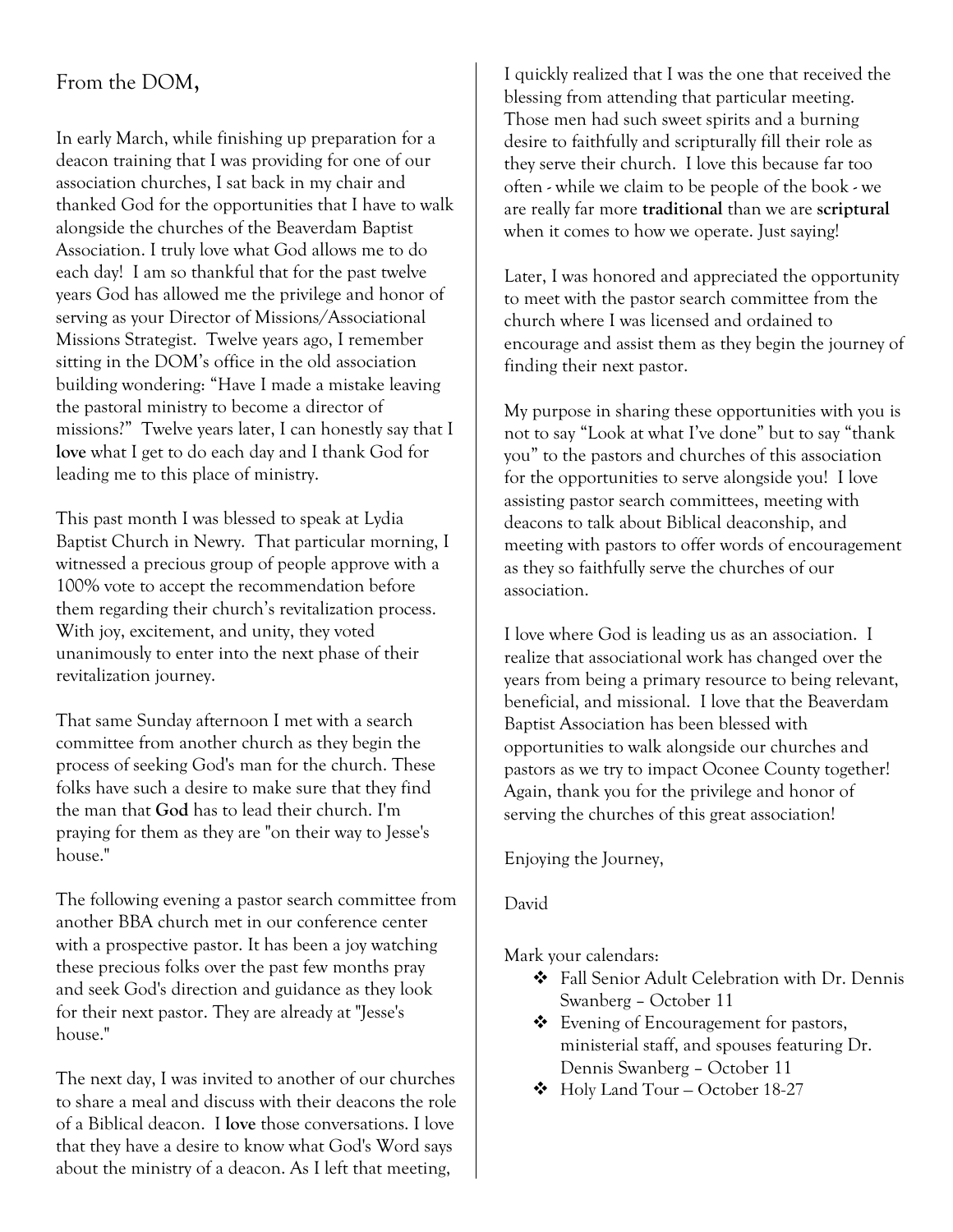## From the DOM,

In early March, while finishing up preparation for a deacon training that I was providing for one of our association churches, I sat back in my chair and thanked God for the opportunities that I have to walk alongside the churches of the Beaverdam Baptist Association. I truly love what God allows me to do each day! I am so thankful that for the past twelve years God has allowed me the privilege and honor of serving as your Director of Missions/Associational Missions Strategist. Twelve years ago, I remember sitting in the DOM's office in the old association building wondering: "Have I made a mistake leaving the pastoral ministry to become a director of missions?" Twelve years later, I can honestly say that I **love** what I get to do each day and I thank God for leading me to this place of ministry.

This past month I was blessed to speak at Lydia Baptist Church in Newry. That particular morning, I witnessed a precious group of people approve with a 100% vote to accept the recommendation before them regarding their church's revitalization process. With joy, excitement, and unity, they voted unanimously to enter into the next phase of their revitalization journey.

That same Sunday afternoon I met with a search committee from another church as they begin the process of seeking God's man for the church. These folks have such a desire to make sure that they find the man that **God** has to lead their church. I'm praying for them as they are "on their way to Jesse's house."

The following evening a pastor search committee from another BBA church met in our conference center with a prospective pastor. It has been a joy watching these precious folks over the past few months pray and seek God's direction and guidance as they look for their next pastor. They are already at "Jesse's house."

The next day, I was invited to another of our churches to share a meal and discuss with their deacons the role of a Biblical deacon. I **love** those conversations. I love that they have a desire to know what God's Word says about the ministry of a deacon. As I left that meeting, I quickly realized that I was the one that received the blessing from attending that particular meeting. Those men had such sweet spirits and a burning desire to faithfully and scripturally fill their role as they serve their church. I love this because far too often - while we claim to be people of the book - we are really far more **traditional** than we are **scriptural** when it comes to how we operate. Just saying!

Later, I was honored and appreciated the opportunity to meet with the pastor search committee from the church where I was licensed and ordained to encourage and assist them as they begin the journey of finding their next pastor.

My purpose in sharing these opportunities with you is not to say "Look at what I've done" but to say "thank you" to the pastors and churches of this association for the opportunities to serve alongside you! I love assisting pastor search committees, meeting with deacons to talk about Biblical deaconship, and meeting with pastors to offer words of encouragement as they so faithfully serve the churches of our association.

I love where God is leading us as an association. I realize that associational work has changed over the years from being a primary resource to being relevant, beneficial, and missional. I love that the Beaverdam Baptist Association has been blessed with opportunities to walk alongside our churches and pastors as we try to impact Oconee County together! Again, thank you for the privilege and honor of serving the churches of this great association!

Enjoying the Journey,

David

Mark your calendars:

- Fall Senior Adult Celebration with Dr. Dennis Swanberg – October 11
- Evening of Encouragement for pastors, ministerial staff, and spouses featuring Dr. Dennis Swanberg – October 11
- Holy Land Tour – October 18-27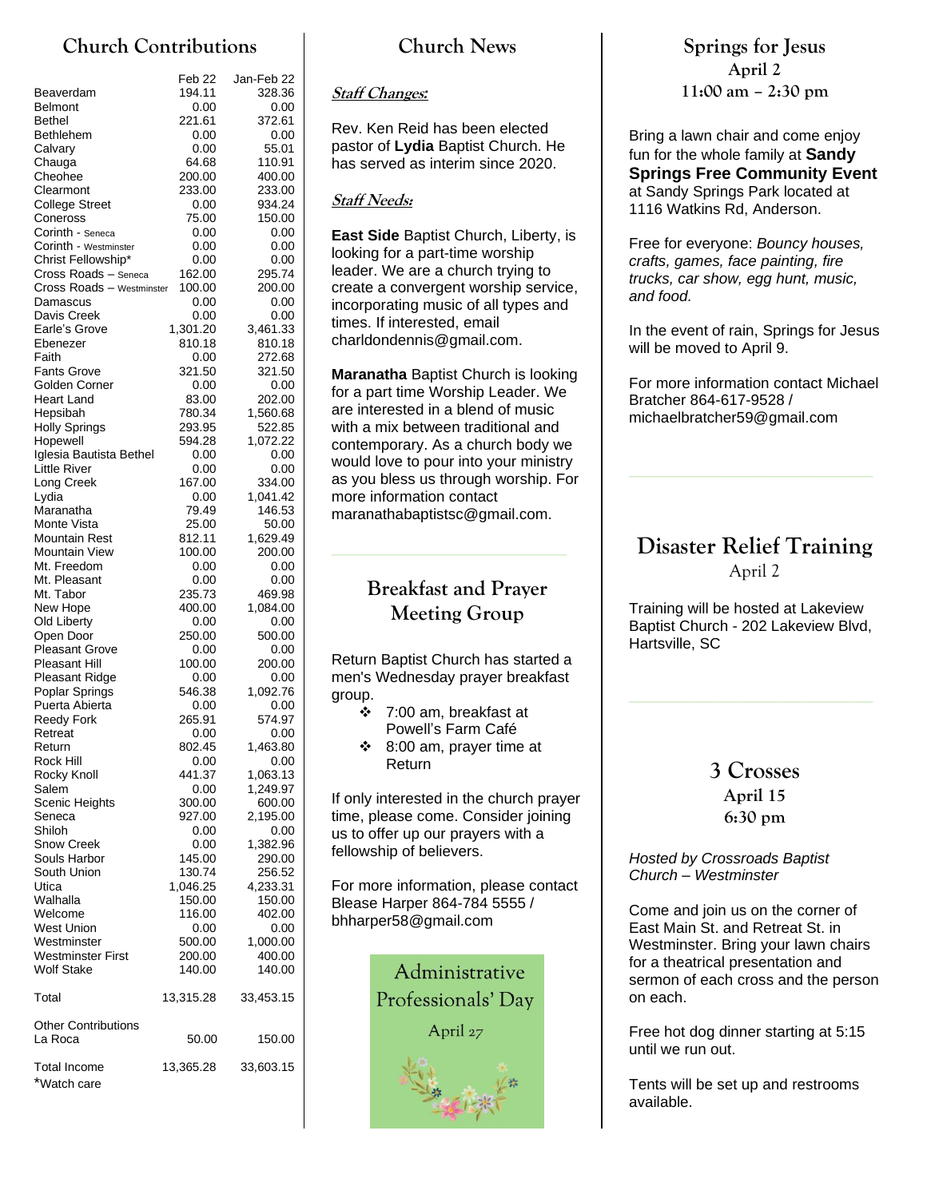## Church Contributions

| | Feb 22 | Jan-Feb 22 |
|---|---|---|
| Beaverdam | 194.11 | 328.36 |
| Belmont | 0.00 | 0.00 |
| Bethel | 221.61 | 372.61 |
| Bethlehem | 0.00 | 0.00 |
| Calvary | 0.00 | 55.01 |
| Chauga | 64.68 | 110.91 |
| Cheohee | 200.00 | 400.00 |
| Clearmont | 233.00 | 233.00 |
| College Street | 0.00 | 934.24 |
| Coneross | 75.00 | 150.00 |
| Corinth - Seneca | 0.00 | 0.00 |
| Corinth - Westminster | 0.00 | 0.00 |
| Christ Fellowship* | 0.00 | 0.00 |
| Cross Roads – Seneca | 162.00 | 295.74 |
| Cross Roads – Westminster | 100.00 | 200.00 |
| Damascus | 0.00 | 0.00 |
| Davis Creek | 0.00 | 0.00 |
| Earle's Grove | 1,301.20 | 3,461.33 |
| Ebenezer | 810.18 | 810.18 |
| Faith | 0.00 | 272.68 |
| Fants Grove | 321.50 | 321.50 |
| Golden Corner | 0.00 | 0.00 |
| Heart Land | 83.00 | 202.00 |
| Hepsibah | 780.34 | 1,560.68 |
| Holly Springs | 293.95 | 522.85 |
| Hopewell | 594.28 | 1,072.22 |
| Iglesia Bautista Bethel | 0.00 | 0.00 |
| Little River | 0.00 | 0.00 |
| Long Creek | 167.00 | 334.00 |
| Lydia | 0.00 | 1,041.42 |
| Maranatha | 79.49 | 146.53 |
| Monte Vista | 25.00 | 50.00 |
| Mountain Rest | 812.11 | 1,629.49 |
| Mountain View | 100.00 | 200.00 |
| Mt. Freedom | 0.00 | 0.00 |
| Mt. Pleasant | 0.00 | 0.00 |
| Mt. Tabor | 235.73 | 469.98 |
| New Hope | 400.00 | 1,084.00 |
| Old Liberty | 0.00 | 0.00 |
| Open Door | 250.00 | 500.00 |
| Pleasant Grove | 0.00 | 0.00 |
| Pleasant Hill | 100.00 | 200.00 |
| Pleasant Ridge | 0.00 | 0.00 |
| Poplar Springs | 546.38 | 1,092.76 |
| Puerta Abierta | 0.00 | 0.00 |
| Reedy Fork | 265.91 | 574.97 |
| Retreat | 0.00 | 0.00 |
| Return | 802.45 | 1,463.80 |
| Rock Hill | 0.00 | 0.00 |
| Rocky Knoll | 441.37 | 1,063.13 |
| Salem | 0.00 | 1,249.97 |
| Scenic Heights | 300.00 | 600.00 |
| Seneca | 927.00 | 2,195.00 |
| Shiloh | 0.00 | 0.00 |
| Snow Creek | 0.00 | 1,382.96 |
| Souls Harbor | 145.00 | 290.00 |
| South Union | 130.74 | 256.52 |
| Utica | 1,046.25 | 4,233.31 |
| Walhalla | 150.00 | 150.00 |
| Welcome | 116.00 | 402.00 |
| West Union | 0.00 | 0.00 |
| Westminster | 500.00 | 1,000.00 |
| Westminster First | 200.00 | 400.00 |
| Wolf Stake | 140.00 | 140.00 |
| Total | 13,315.28 | 33,453.15 |
| Other Contributions | | |
| La Roca | 50.00 | 150.00 |
| Total Income | 13,365.28 | 33,603.15 |

*Watch care

## Church News

***Staff Changes:***

Rev. Ken Reid has been elected pastor of **Lydia** Baptist Church. He has served as interim since 2020.

***Staff Needs:***

**East Side** Baptist Church, Liberty, is looking for a part-time worship leader. We are a church trying to create a convergent worship service, incorporating music of all types and times. If interested, email charldondennis@gmail.com.

**Maranatha** Baptist Church is looking for a part time Worship Leader. We are interested in a blend of music with a mix between traditional and contemporary. As a church body we would love to pour into your ministry as you bless us through worship. For more information contact maranathabaptistsc@gmail.com.

## Breakfast and Prayer Meeting Group

Return Baptist Church has started a men's Wednesday prayer breakfast group.

- 7:00 am, breakfast at Powell's Farm Café
- 8:00 am, prayer time at Return

If only interested in the church prayer time, please come. Consider joining us to offer up our prayers with a fellowship of believers.

For more information, please contact Blease Harper 864-784 5555 / bhharper58@gmail.com

**Administrative Professionals' Day**

April 27

## Springs for Jesus

**April 2**

**11:00 am – 2:30 pm**

Bring a lawn chair and come enjoy fun for the whole family at **Sandy Springs Free Community Event** at Sandy Springs Park located at 1116 Watkins Rd, Anderson.

Free for everyone: *Bouncy houses, crafts, games, face painting, fire trucks, car show, egg hunt, music, and food.*

In the event of rain, Springs for Jesus will be moved to April 9.

For more information contact Michael Bratcher 864-617-9528 / michaelbratcher59@gmail.com

## Disaster Relief Training

April 2

Training will be hosted at Lakeview Baptist Church - 202 Lakeview Blvd, Hartsville, SC

## 3 Crosses

**April 15**

**6:30 pm**

*Hosted by Crossroads Baptist Church – Westminster*

Come and join us on the corner of East Main St. and Retreat St. in Westminster. Bring your lawn chairs for a theatrical presentation and sermon of each cross and the person on each.

Free hot dog dinner starting at 5:15 until we run out.

Tents will be set up and restrooms available.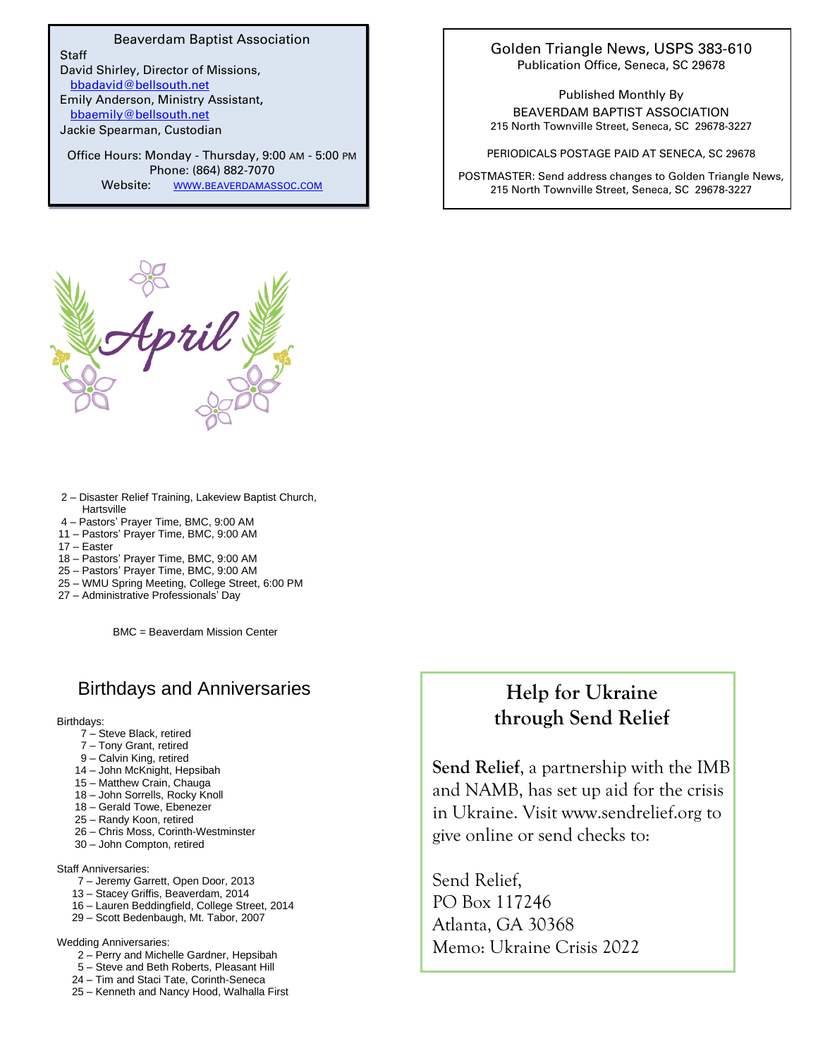**Beaverdam Baptist Association**

Staff

David Shirley, Director of Missions,
bbadavid@bellsouth.net

Emily Anderson, Ministry Assistant,
bbaemily@bellsouth.net

Jackie Spearman, Custodian

Office Hours: Monday - Thursday, 9:00 AM - 5:00 PM
Phone: (864) 882-7070
Website: WWW.BEAVERDAMASSOC.COM

Golden Triangle News, USPS 383-610
Publication Office, Seneca, SC 29678

Published Monthly By
BEAVERDAM BAPTIST ASSOCIATION
215 North Townville Street, Seneca, SC 29678-3227

PERIODICALS POSTAGE PAID AT SENECA, SC 29678

POSTMASTER: Send address changes to Golden Triangle News,
215 North Townville Street, Seneca, SC 29678-3227

# April

- 2 – Disaster Relief Training, Lakeview Baptist Church, Hartsville
- 4 – Pastors' Prayer Time, BMC, 9:00 AM
- 11 – Pastors' Prayer Time, BMC, 9:00 AM
- 17 – Easter
- 18 – Pastors' Prayer Time, BMC, 9:00 AM
- 25 – Pastors' Prayer Time, BMC, 9:00 AM
- 25 – WMU Spring Meeting, College Street, 6:00 PM
- 27 – Administrative Professionals' Day

BMC = Beaverdam Mission Center

## Birthdays and Anniversaries

Birthdays:

- 7 – Steve Black, retired
- 7 – Tony Grant, retired
- 9 – Calvin King, retired
- 14 – John McKnight, Hepsibah
- 15 – Matthew Crain, Chauga
- 18 – John Sorrells, Rocky Knoll
- 18 – Gerald Towe, Ebenezer
- 25 – Randy Koon, retired
- 26 – Chris Moss, Corinth-Westminster
- 30 – John Compton, retired

Staff Anniversaries:

- 7 – Jeremy Garrett, Open Door, 2013
- 13 – Stacey Griffis, Beaverdam, 2014
- 16 – Lauren Beddingfield, College Street, 2014
- 29 – Scott Bedenbaugh, Mt. Tabor, 2007

Wedding Anniversaries:

- 2 – Perry and Michelle Gardner, Hepsibah
- 5 – Steve and Beth Roberts, Pleasant Hill
- 24 – Tim and Staci Tate, Corinth-Seneca
- 25 – Kenneth and Nancy Hood, Walhalla First

## Help for Ukraine through Send Relief

**Send Relief**, a partnership with the IMB and NAMB, has set up aid for the crisis in Ukraine. Visit www.sendrelief.org to give online or send checks to:

Send Relief,
PO Box 117246
Atlanta, GA 30368
Memo: Ukraine Crisis 2022